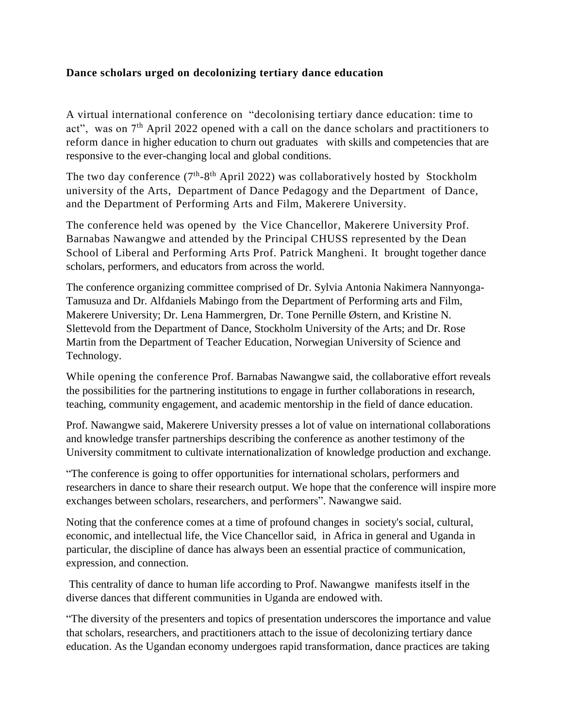**Dance scholars urged on decolonizing tertiary dance education**

A virtual international conference on "decolonising tertiary dance education: time to act", was on 7th April 2022 opened with a call on the dance scholars and practitioners to reform dance in higher education to churn out graduates with skills and competencies that are responsive to the ever-changing local and global conditions.

The two day conference (7th-8th April 2022) was collaboratively hosted by Stockholm university of the Arts, Department of Dance Pedagogy and the Department of Dance, and the Department of Performing Arts and Film, Makerere University.

The conference held was opened by the Vice Chancellor, Makerere University Prof. Barnabas Nawangwe and attended by the Principal CHUSS represented by the Dean School of Liberal and Performing Arts Prof. Patrick Mangheni. It brought together dance scholars, performers, and educators from across the world.

The conference organizing committee comprised of Dr. Sylvia Antonia Nakimera Nannyonga-Tamusuza and Dr. Alfdaniels Mabingo from the Department of Performing arts and Film, Makerere University; Dr. Lena Hammergren, Dr. Tone Pernille Østern, and Kristine N. Slettevold from the Department of Dance, Stockholm University of the Arts; and Dr. Rose Martin from the Department of Teacher Education, Norwegian University of Science and Technology.

While opening the conference Prof. Barnabas Nawangwe said, the collaborative effort reveals the possibilities for the partnering institutions to engage in further collaborations in research, teaching, community engagement, and academic mentorship in the field of dance education.

Prof. Nawangwe said, Makerere University presses a lot of value on international collaborations and knowledge transfer partnerships describing the conference as another testimony of the University commitment to cultivate internationalization of knowledge production and exchange.

"The conference is going to offer opportunities for international scholars, performers and researchers in dance to share their research output. We hope that the conference will inspire more exchanges between scholars, researchers, and performers". Nawangwe said.

Noting that the conference comes at a time of profound changes in society's social, cultural, economic, and intellectual life, the Vice Chancellor said, in Africa in general and Uganda in particular, the discipline of dance has always been an essential practice of communication, expression, and connection.

This centrality of dance to human life according to Prof. Nawangwe manifests itself in the diverse dances that different communities in Uganda are endowed with.

"The diversity of the presenters and topics of presentation underscores the importance and value that scholars, researchers, and practitioners attach to the issue of decolonizing tertiary dance education. As the Ugandan economy undergoes rapid transformation, dance practices are taking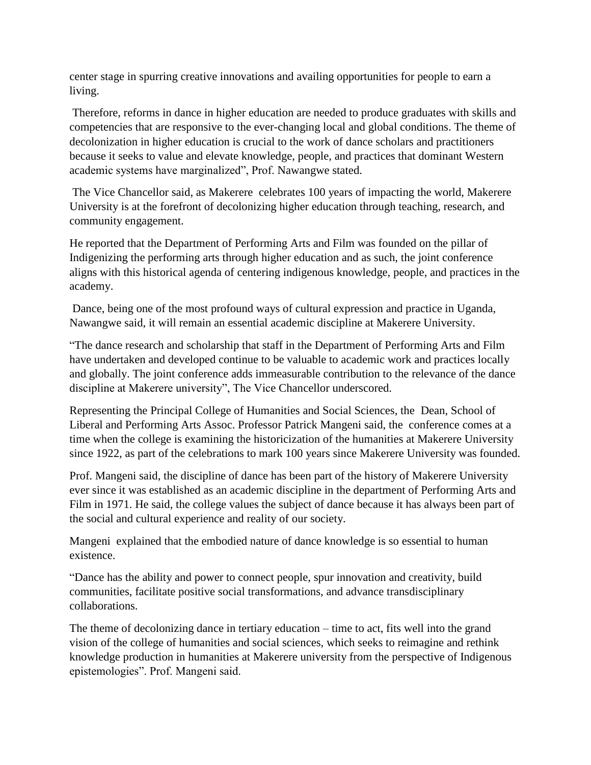center stage in spurring creative innovations and availing opportunities for people to earn a living.

Therefore, reforms in dance in higher education are needed to produce graduates with skills and competencies that are responsive to the ever-changing local and global conditions. The theme of decolonization in higher education is crucial to the work of dance scholars and practitioners because it seeks to value and elevate knowledge, people, and practices that dominant Western academic systems have marginalized", Prof. Nawangwe stated.

The Vice Chancellor said, as Makerere celebrates 100 years of impacting the world, Makerere University is at the forefront of decolonizing higher education through teaching, research, and community engagement.

He reported that the Department of Performing Arts and Film was founded on the pillar of Indigenizing the performing arts through higher education and as such, the joint conference aligns with this historical agenda of centering indigenous knowledge, people, and practices in the academy.

Dance, being one of the most profound ways of cultural expression and practice in Uganda, Nawangwe said, it will remain an essential academic discipline at Makerere University.

"The dance research and scholarship that staff in the Department of Performing Arts and Film have undertaken and developed continue to be valuable to academic work and practices locally and globally. The joint conference adds immeasurable contribution to the relevance of the dance discipline at Makerere university", The Vice Chancellor underscored.

Representing the Principal College of Humanities and Social Sciences, the Dean, School of Liberal and Performing Arts Assoc. Professor Patrick Mangeni said, the conference comes at a time when the college is examining the historicization of the humanities at Makerere University since 1922, as part of the celebrations to mark 100 years since Makerere University was founded.

Prof. Mangeni said, the discipline of dance has been part of the history of Makerere University ever since it was established as an academic discipline in the department of Performing Arts and Film in 1971. He said, the college values the subject of dance because it has always been part of the social and cultural experience and reality of our society.

Mangeni explained that the embodied nature of dance knowledge is so essential to human existence.

"Dance has the ability and power to connect people, spur innovation and creativity, build communities, facilitate positive social transformations, and advance transdisciplinary collaborations.

The theme of decolonizing dance in tertiary education – time to act, fits well into the grand vision of the college of humanities and social sciences, which seeks to reimagine and rethink knowledge production in humanities at Makerere university from the perspective of Indigenous epistemologies". Prof. Mangeni said.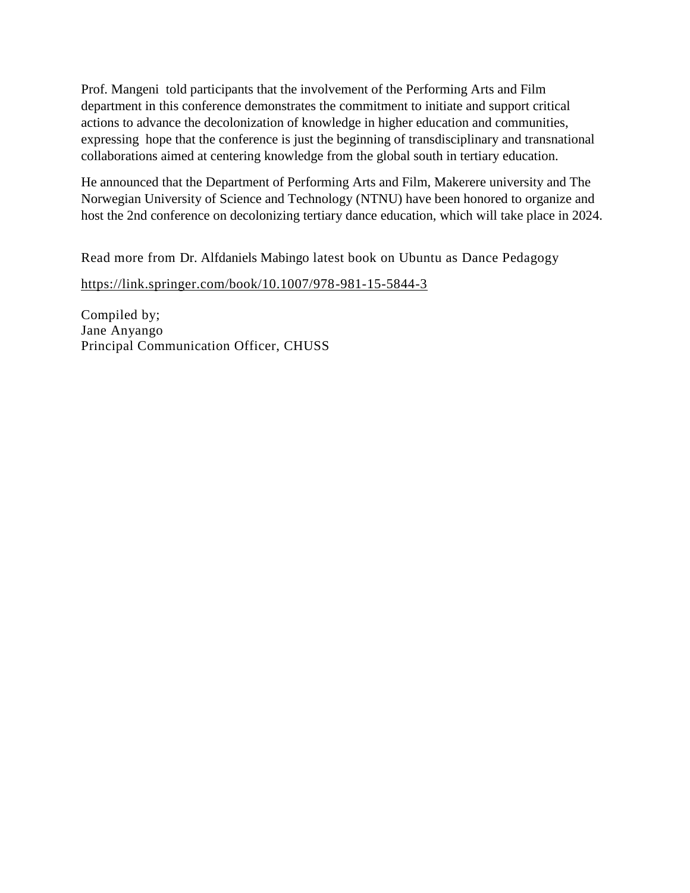Prof. Mangeni told participants that the involvement of the Performing Arts and Film department in this conference demonstrates the commitment to initiate and support critical actions to advance the decolonization of knowledge in higher education and communities, expressing hope that the conference is just the beginning of transdisciplinary and transnational collaborations aimed at centering knowledge from the global south in tertiary education.

He announced that the Department of Performing Arts and Film, Makerere university and The Norwegian University of Science and Technology (NTNU) have been honored to organize and host the 2nd conference on decolonizing tertiary dance education, which will take place in 2024.

Read more from Dr. Alfdaniels Mabingo latest book on Ubuntu as Dance Pedagogy

https://link.springer.com/book/10.1007/978-981-15-5844-3

Compiled by;
Jane Anyango
Principal Communication Officer, CHUSS